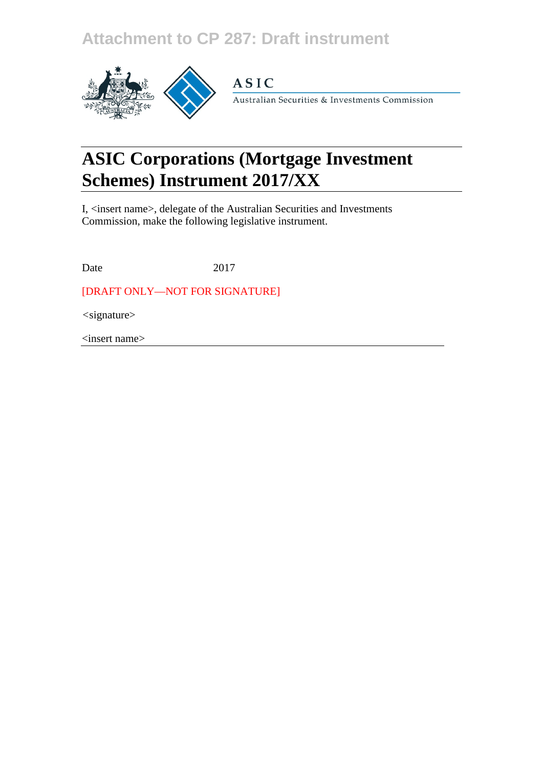Attachment to CP 287: Draft instrument

ASIC

Australian Securities & Investments Commission

# ASIC Corporations (Mortgage Investment Schemes) Instrument 2017/XX

I, <insert name>, delegate of the Australian Securities and Investments Commission, make the following legislative instrument.

Date 2017

[DRAFT ONLY—NOT FOR SIGNATURE]

<signature>

<insert name>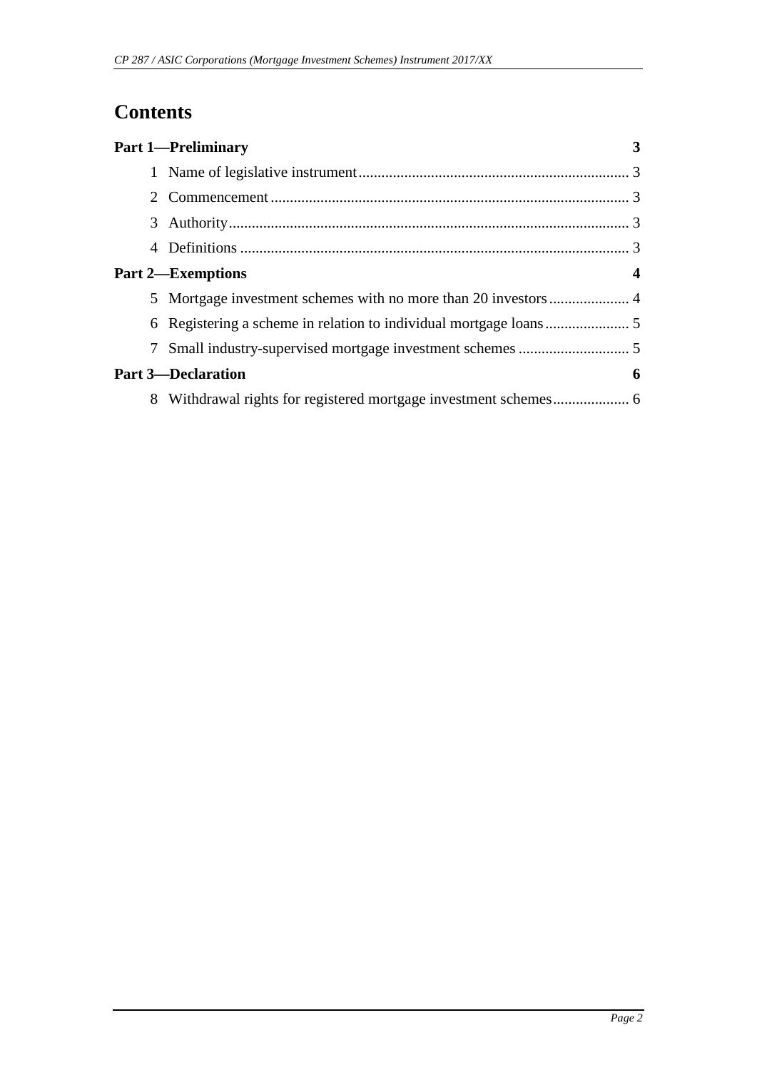# Contents

**Part 1—Preliminary** 3

1 Name of legislative instrument 3

2 Commencement 3

3 Authority 3

4 Definitions 3

**Part 2—Exemptions** 4

5 Mortgage investment schemes with no more than 20 investors 4

6 Registering a scheme in relation to individual mortgage loans 5

7 Small industry-supervised mortgage investment schemes 5

**Part 3—Declaration** 6

8 Withdrawal rights for registered mortgage investment schemes 6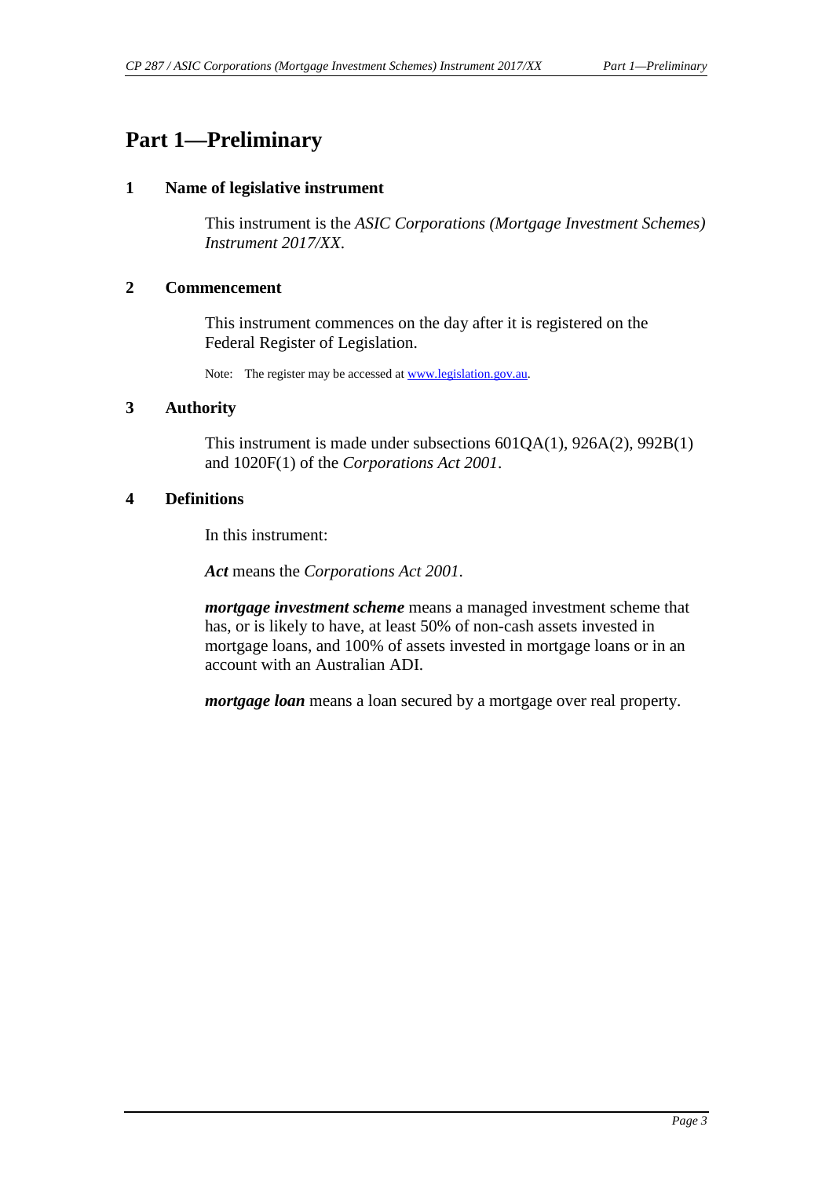# Part 1—Preliminary

## 1 Name of legislative instrument

This instrument is the *ASIC Corporations (Mortgage Investment Schemes) Instrument 2017/XX*.

## 2 Commencement

This instrument commences on the day after it is registered on the Federal Register of Legislation.

Note: The register may be accessed at www.legislation.gov.au.

## 3 Authority

This instrument is made under subsections 601QA(1), 926A(2), 992B(1) and 1020F(1) of the *Corporations Act 2001*.

## 4 Definitions

In this instrument:

***Act*** means the *Corporations Act 2001*.

***mortgage investment scheme*** means a managed investment scheme that has, or is likely to have, at least 50% of non-cash assets invested in mortgage loans, and 100% of assets invested in mortgage loans or in an account with an Australian ADI.

***mortgage loan*** means a loan secured by a mortgage over real property.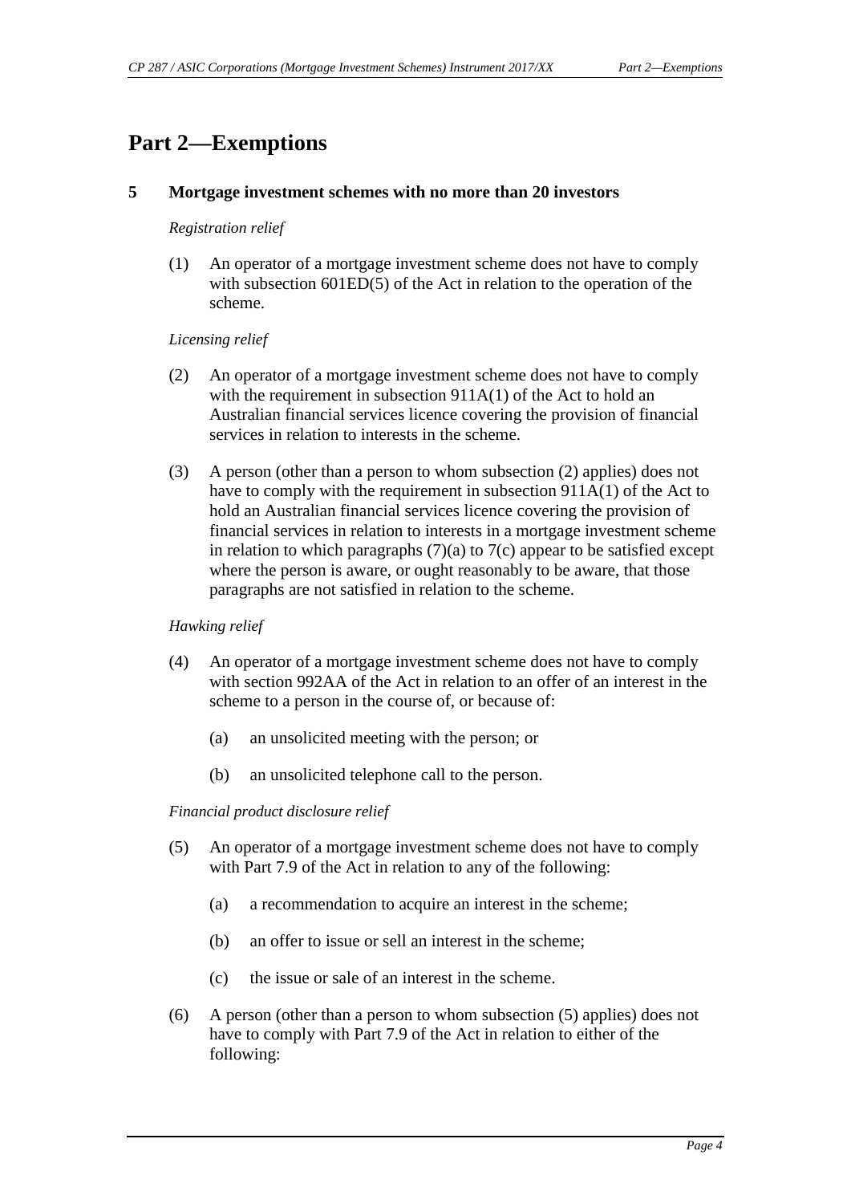# Part 2—Exemptions

## 5 Mortgage investment schemes with no more than 20 investors

*Registration relief*

(1) An operator of a mortgage investment scheme does not have to comply with subsection 601ED(5) of the Act in relation to the operation of the scheme.

*Licensing relief*

(2) An operator of a mortgage investment scheme does not have to comply with the requirement in subsection 911A(1) of the Act to hold an Australian financial services licence covering the provision of financial services in relation to interests in the scheme.

(3) A person (other than a person to whom subsection (2) applies) does not have to comply with the requirement in subsection 911A(1) of the Act to hold an Australian financial services licence covering the provision of financial services in relation to interests in a mortgage investment scheme in relation to which paragraphs (7)(a) to 7(c) appear to be satisfied except where the person is aware, or ought reasonably to be aware, that those paragraphs are not satisfied in relation to the scheme.

*Hawking relief*

(4) An operator of a mortgage investment scheme does not have to comply with section 992AA of the Act in relation to an offer of an interest in the scheme to a person in the course of, or because of:

(a) an unsolicited meeting with the person; or

(b) an unsolicited telephone call to the person.

*Financial product disclosure relief*

(5) An operator of a mortgage investment scheme does not have to comply with Part 7.9 of the Act in relation to any of the following:

(a) a recommendation to acquire an interest in the scheme;

(b) an offer to issue or sell an interest in the scheme;

(c) the issue or sale of an interest in the scheme.

(6) A person (other than a person to whom subsection (5) applies) does not have to comply with Part 7.9 of the Act in relation to either of the following: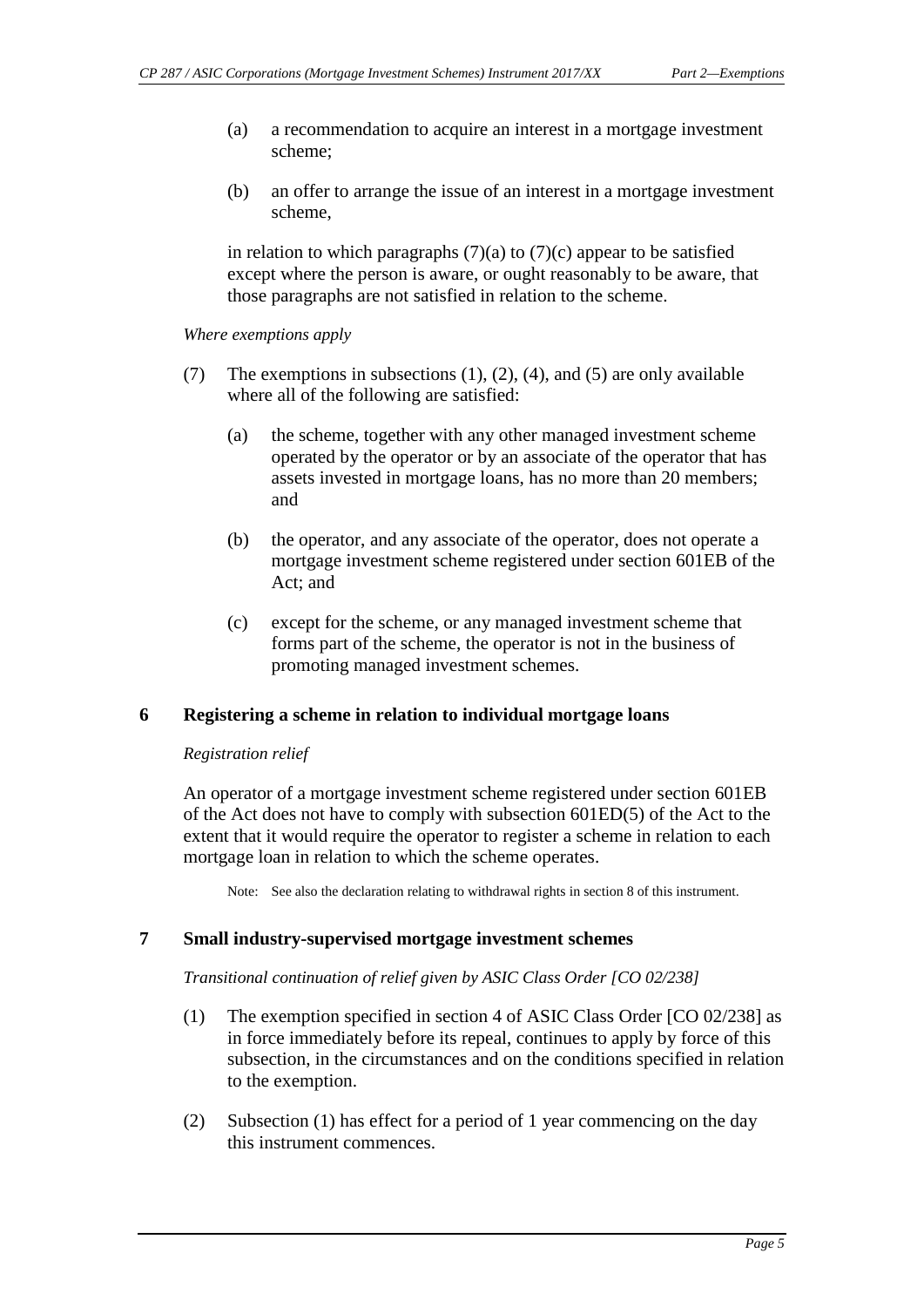(a) a recommendation to acquire an interest in a mortgage investment scheme;

(b) an offer to arrange the issue of an interest in a mortgage investment scheme,

in relation to which paragraphs (7)(a) to (7)(c) appear to be satisfied except where the person is aware, or ought reasonably to be aware, that those paragraphs are not satisfied in relation to the scheme.

*Where exemptions apply*

(7) The exemptions in subsections (1), (2), (4), and (5) are only available where all of the following are satisfied:

(a) the scheme, together with any other managed investment scheme operated by the operator or by an associate of the operator that has assets invested in mortgage loans, has no more than 20 members; and

(b) the operator, and any associate of the operator, does not operate a mortgage investment scheme registered under section 601EB of the Act; and

(c) except for the scheme, or any managed investment scheme that forms part of the scheme, the operator is not in the business of promoting managed investment schemes.

## 6 Registering a scheme in relation to individual mortgage loans

*Registration relief*

An operator of a mortgage investment scheme registered under section 601EB of the Act does not have to comply with subsection 601ED(5) of the Act to the extent that it would require the operator to register a scheme in relation to each mortgage loan in relation to which the scheme operates.

Note: See also the declaration relating to withdrawal rights in section 8 of this instrument.

## 7 Small industry-supervised mortgage investment schemes

*Transitional continuation of relief given by ASIC Class Order [CO 02/238]*

(1) The exemption specified in section 4 of ASIC Class Order [CO 02/238] as in force immediately before its repeal, continues to apply by force of this subsection, in the circumstances and on the conditions specified in relation to the exemption.

(2) Subsection (1) has effect for a period of 1 year commencing on the day this instrument commences.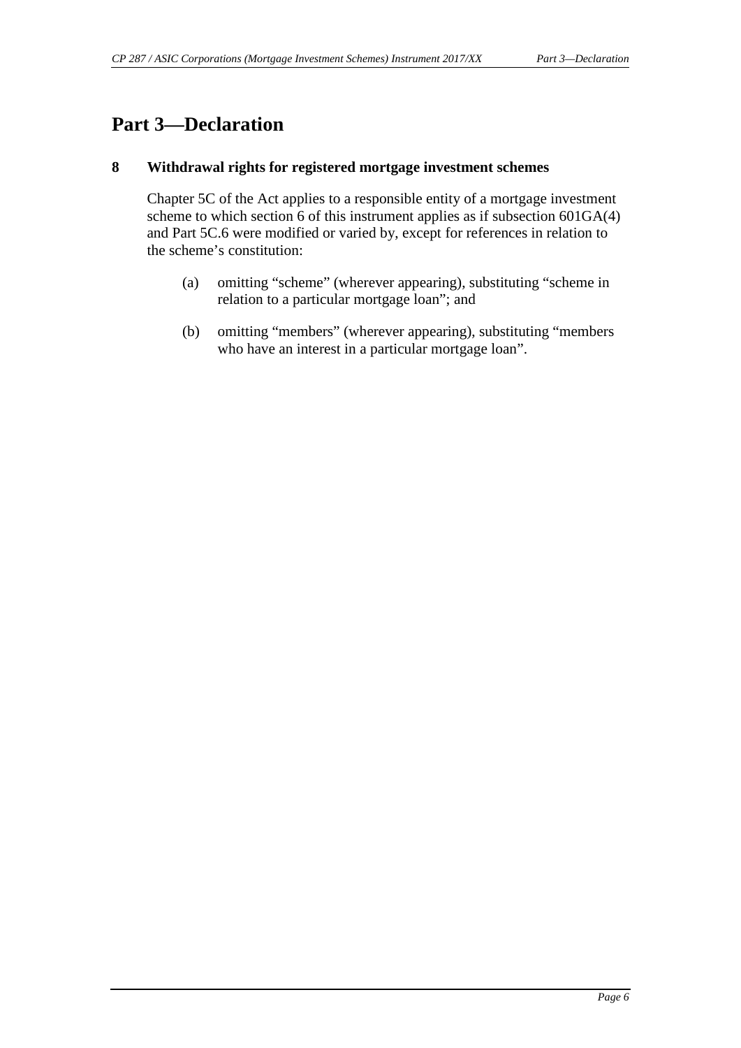# Part 3—Declaration

### 8 Withdrawal rights for registered mortgage investment schemes

Chapter 5C of the Act applies to a responsible entity of a mortgage investment scheme to which section 6 of this instrument applies as if subsection 601GA(4) and Part 5C.6 were modified or varied by, except for references in relation to the scheme's constitution:

(a) omitting "scheme" (wherever appearing), substituting "scheme in relation to a particular mortgage loan"; and

(b) omitting "members" (wherever appearing), substituting "members who have an interest in a particular mortgage loan".